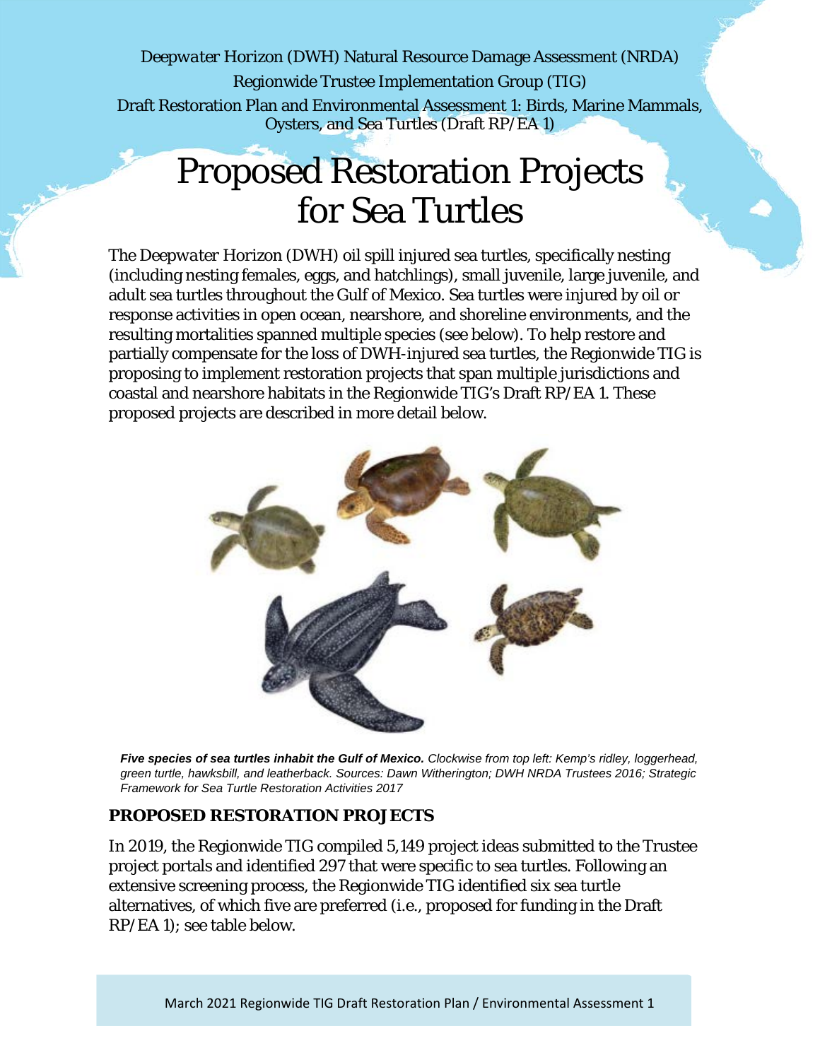Deepwater Horizon (DWH) Natural Resource Damage Assessment (NRDA)

Regionwide Trustee Implementation Group (TIG)

Draft Restoration Plan and Environmental Assessment 1: Birds, Marine Mammals, Oysters, and Sea Turtles (Draft RP/EA 1)

# Proposed Restoration Projects for Sea Turtles

The *Deepwater Horizon* (DWH) oil spill injured sea turtles, specifically nesting (including nesting females, eggs, and hatchlings), small juvenile, large juvenile, and adult sea turtles throughout the Gulf of Mexico. Sea turtles were injured by oil or response activities in open ocean, nearshore, and shoreline environments, and the resulting mortalities spanned multiple species (see below). To help restore and partially compensate for the loss of DWH-injured sea turtles, the Regionwide TIG is proposing to implement restoration projects that span multiple jurisdictions and coastal and nearshore habitats in the Regionwide TIG's Draft RP/EA 1. These proposed projects are described in more detail below.

***Five species of sea turtles inhabit the Gulf of Mexico.*** *Clockwise from top left: Kemp's ridley, loggerhead, green turtle, hawksbill, and leatherback. Sources: Dawn Witherington; DWH NRDA Trustees 2016; Strategic Framework for Sea Turtle Restoration Activities 2017*

## PROPOSED RESTORATION PROJECTS

In 2019, the Regionwide TIG compiled 5,149 project ideas submitted to the Trustee project portals and identified 297 that were specific to sea turtles. Following an extensive screening process, the Regionwide TIG identified six sea turtle alternatives, of which five are preferred (i.e., proposed for funding in the Draft RP/EA 1); see table below.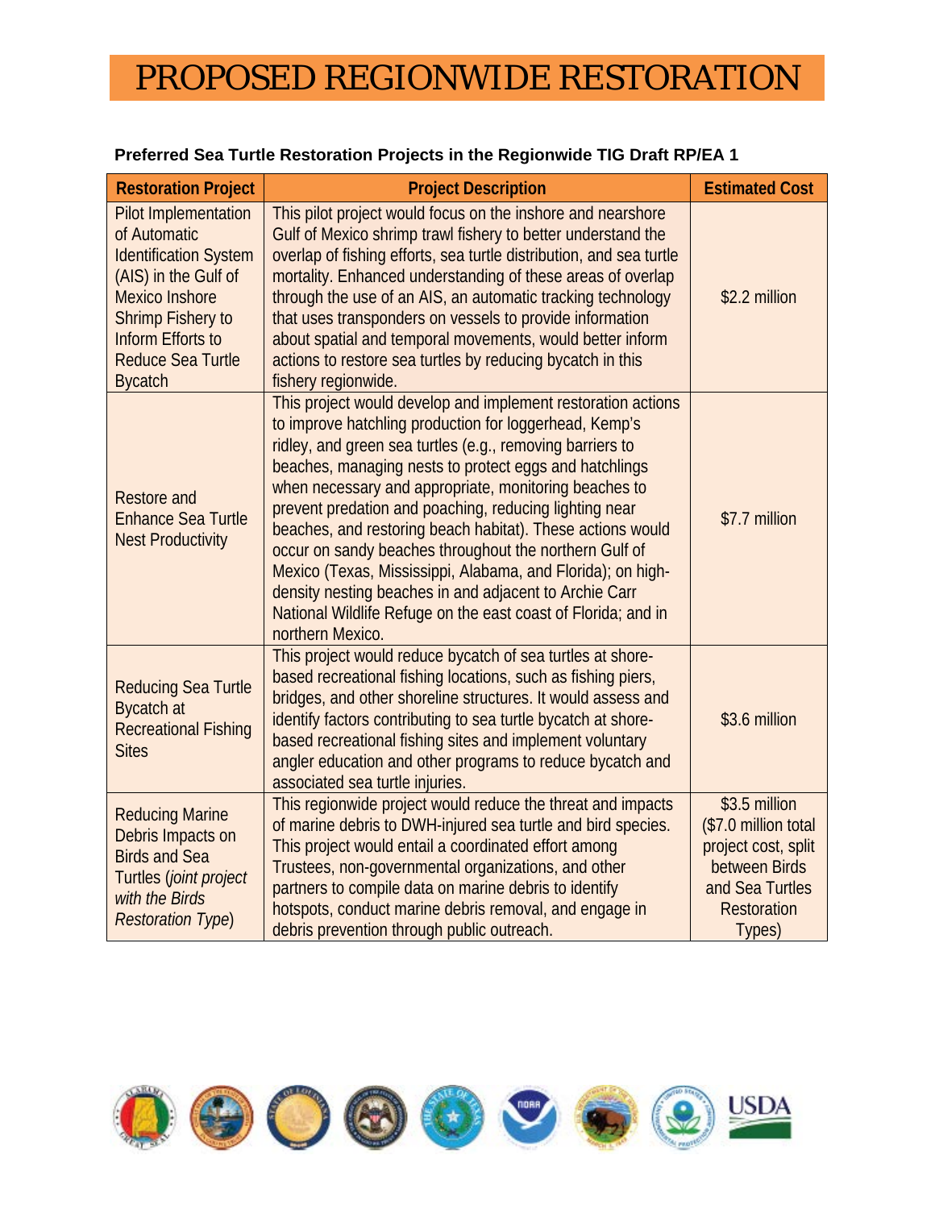# PROPOSED REGIONWIDE RESTORATION

**Preferred Sea Turtle Restoration Projects in the Regionwide TIG Draft RP/EA 1**

| Restoration Project | Project Description | Estimated Cost |
|---|---|---|
| Pilot Implementation of Automatic Identification System (AIS) in the Gulf of Mexico Inshore Shrimp Fishery to Inform Efforts to Reduce Sea Turtle Bycatch | This pilot project would focus on the inshore and nearshore Gulf of Mexico shrimp trawl fishery to better understand the overlap of fishing efforts, sea turtle distribution, and sea turtle mortality. Enhanced understanding of these areas of overlap through the use of an AIS, an automatic tracking technology that uses transponders on vessels to provide information about spatial and temporal movements, would better inform actions to restore sea turtles by reducing bycatch in this fishery regionwide. | $2.2 million |
| Restore and Enhance Sea Turtle Nest Productivity | This project would develop and implement restoration actions to improve hatchling production for loggerhead, Kemp's ridley, and green sea turtles (e.g., removing barriers to beaches, managing nests to protect eggs and hatchlings when necessary and appropriate, monitoring beaches to prevent predation and poaching, reducing lighting near beaches, and restoring beach habitat). These actions would occur on sandy beaches throughout the northern Gulf of Mexico (Texas, Mississippi, Alabama, and Florida); on high-density nesting beaches in and adjacent to Archie Carr National Wildlife Refuge on the east coast of Florida; and in northern Mexico. | $7.7 million |
| Reducing Sea Turtle Bycatch at Recreational Fishing Sites | This project would reduce bycatch of sea turtles at shore-based recreational fishing locations, such as fishing piers, bridges, and other shoreline structures. It would assess and identify factors contributing to sea turtle bycatch at shore-based recreational fishing sites and implement voluntary angler education and other programs to reduce bycatch and associated sea turtle injuries. | $3.6 million |
| Reducing Marine Debris Impacts on Birds and Sea Turtles (*joint project with the Birds Restoration Type*) | This regionwide project would reduce the threat and impacts of marine debris to DWH-injured sea turtle and bird species. This project would entail a coordinated effort among Trustees, non-governmental organizations, and other partners to compile data on marine debris to identify hotspots, conduct marine debris removal, and engage in debris prevention through public outreach. | $3.5 million ($7.0 million total project cost, split between Birds and Sea Turtles Restoration Types) |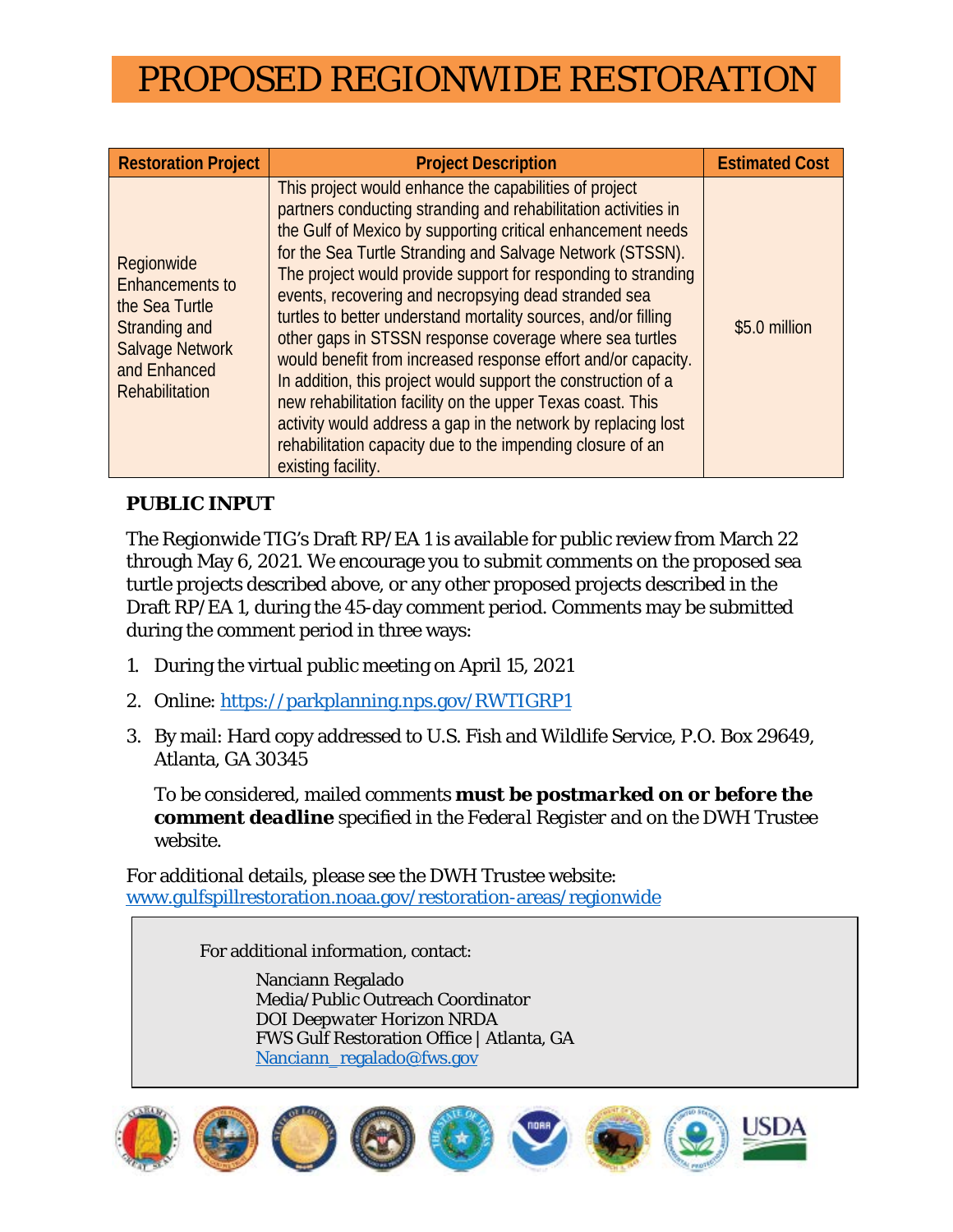# PROPOSED REGIONWIDE RESTORATION

| Restoration Project | Project Description | Estimated Cost |
| --- | --- | --- |
| Regionwide Enhancements to the Sea Turtle Stranding and Salvage Network and Enhanced Rehabilitation | This project would enhance the capabilities of project partners conducting stranding and rehabilitation activities in the Gulf of Mexico by supporting critical enhancement needs for the Sea Turtle Stranding and Salvage Network (STSSN). The project would provide support for responding to stranding events, recovering and necropsying dead stranded sea turtles to better understand mortality sources, and/or filling other gaps in STSSN response coverage where sea turtles would benefit from increased response effort and/or capacity. In addition, this project would support the construction of a new rehabilitation facility on the upper Texas coast. This activity would address a gap in the network by replacing lost rehabilitation capacity due to the impending closure of an existing facility. | $5.0 million |

### PUBLIC INPUT

The Regionwide TIG's Draft RP/EA 1 is available for public review from March 22 through May 6, 2021. We encourage you to submit comments on the proposed sea turtle projects described above, or any other proposed projects described in the Draft RP/EA 1, during the 45-day comment period. Comments may be submitted during the comment period in three ways:

1. During the virtual public meeting on April 15, 2021
2. Online: https://parkplanning.nps.gov/RWTIGRP1
3. By mail: Hard copy addressed to U.S. Fish and Wildlife Service, P.O. Box 29649, Atlanta, GA 30345

   To be considered, mailed comments ***must be postmarked on or before the comment deadline*** specified in the *Federal* Register and on the DWH Trustee website.

For additional details, please see the DWH Trustee website: www.gulfspillrestoration.noaa.gov/restoration-areas/regionwide

For additional information, contact:

Nanciann Regalado
Media/Public Outreach Coordinator
DOI *Deepwater Horizon* NRDA
FWS Gulf Restoration Office | Atlanta, GA
Nanciann_regalado@fws.gov